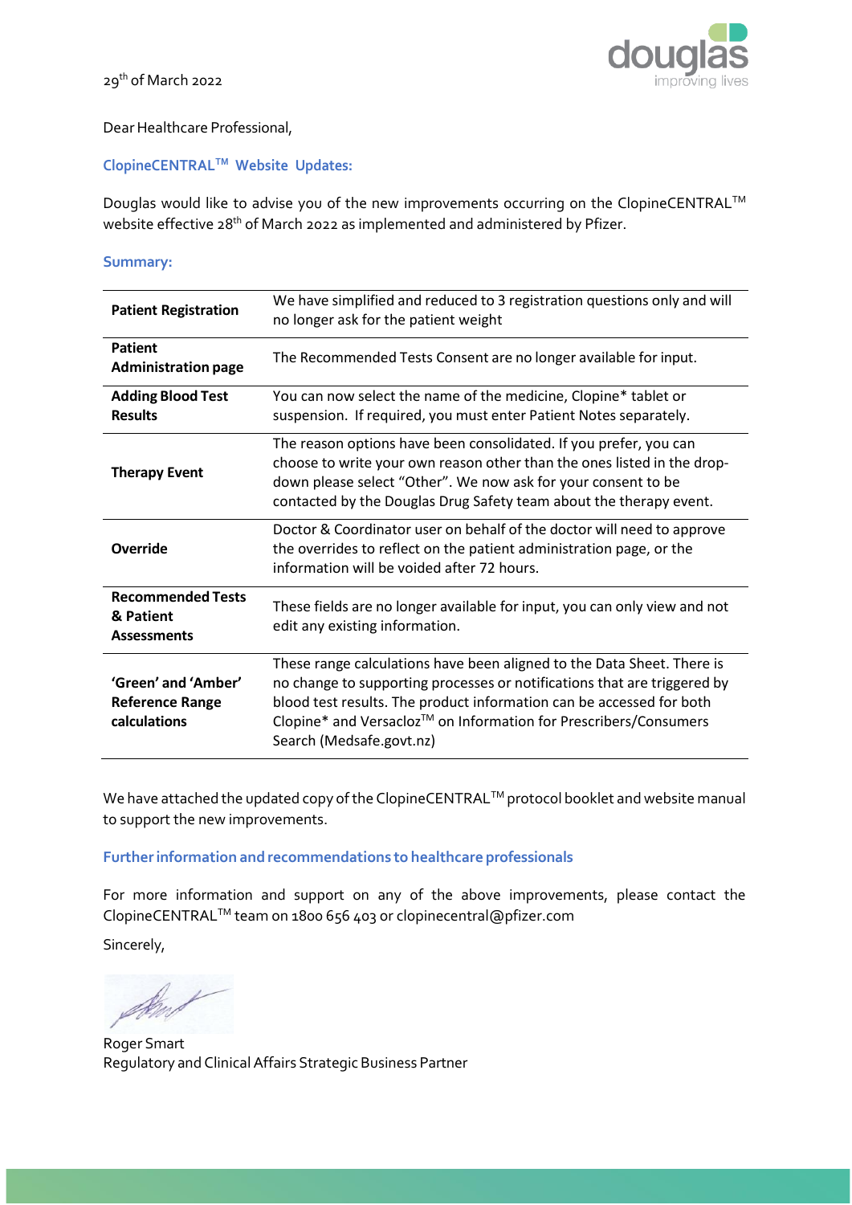29th of March 2022

Dear Healthcare Professional,

### ClopineCENTRAL™ Website Updates:

Douglas would like to advise you of the new improvements occurring on the ClopineCENTRAL™ website effective 28th of March 2022 as implemented and administered by Pfizer.

### Summary:

| | |
|---|---|
| **Patient Registration** | We have simplified and reduced to 3 registration questions only and will no longer ask for the patient weight |
| **Patient Administration page** | The Recommended Tests Consent are no longer available for input. |
| **Adding Blood Test Results** | You can now select the name of the medicine, Clopine* tablet or suspension. If required, you must enter Patient Notes separately. |
| **Therapy Event** | The reason options have been consolidated. If you prefer, you can choose to write your own reason other than the ones listed in the drop-down please select "Other". We now ask for your consent to be contacted by the Douglas Drug Safety team about the therapy event. |
| **Override** | Doctor & Coordinator user on behalf of the doctor will need to approve the overrides to reflect on the patient administration page, or the information will be voided after 72 hours. |
| **Recommended Tests & Patient Assessments** | These fields are no longer available for input, you can only view and not edit any existing information. |
| **'Green' and 'Amber' Reference Range calculations** | These range calculations have been aligned to the Data Sheet. There is no change to supporting processes or notifications that are triggered by blood test results. The product information can be accessed for both Clopine* and Versacloz™ on Information for Prescribers/Consumers Search (Medsafe.govt.nz) |

We have attached the updated copy of the ClopineCENTRAL™ protocol booklet and website manual to support the new improvements.

### Further information and recommendations to healthcare professionals

For more information and support on any of the above improvements, please contact the ClopineCENTRAL™ team on 1800 656 403 or clopinecentral@pfizer.com

Sincerely,

Roger Smart
Regulatory and Clinical Affairs Strategic Business Partner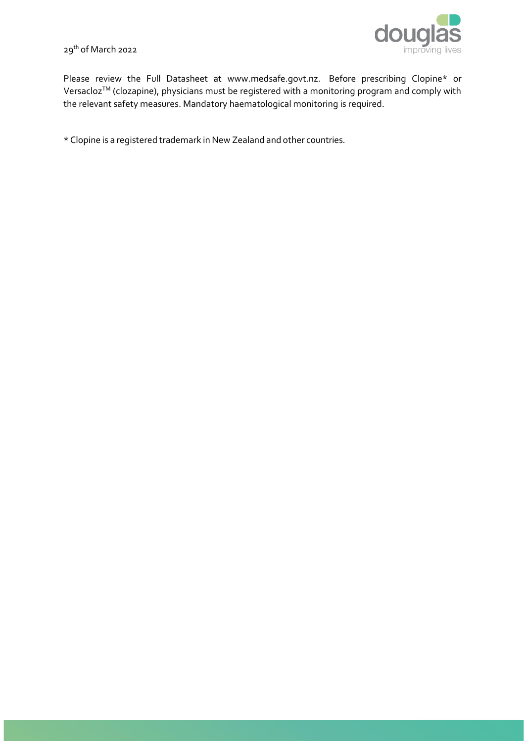29th of March 2022

Please review the Full Datasheet at www.medsafe.govt.nz. Before prescribing Clopine* or Versacloz™ (clozapine), physicians must be registered with a monitoring program and comply with the relevant safety measures. Mandatory haematological monitoring is required.

* Clopine is a registered trademark in New Zealand and other countries.